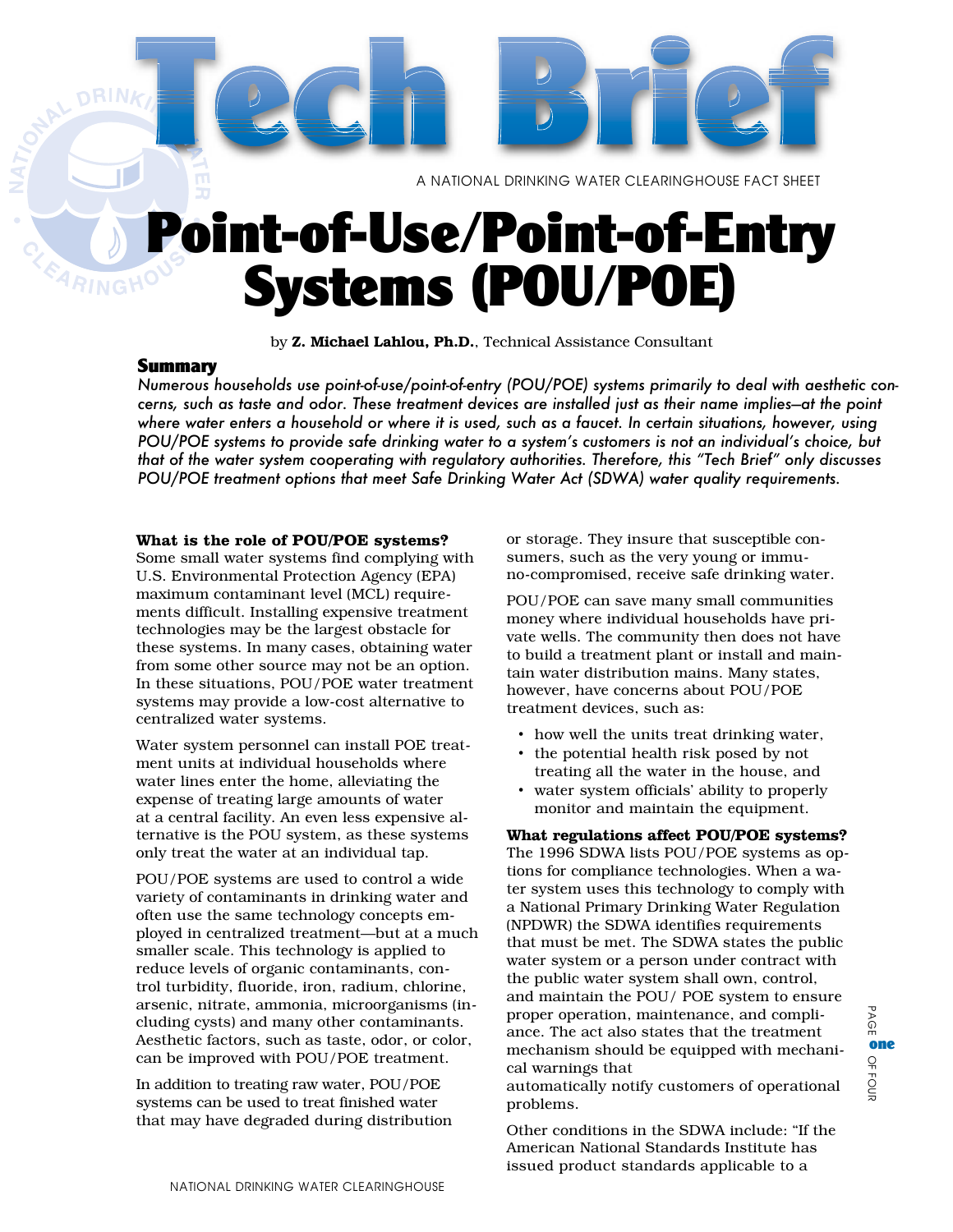# Tech Brief

A NATIONAL DRINKING WATER CLEARINGHOUSE FACT SHEET

# Point-of-Use/Point-of-Entry Systems (POU/POE)

by **Z. Michael Lahlou, Ph.D.**, Technical Assistance Consultant

## Summary

*Numerous households use point-of-use/point-of-entry (POU/POE) systems primarily to deal with aesthetic concerns, such as taste and odor. These treatment devices are installed just as their name implies—at the point where water enters a household or where it is used, such as a faucet. In certain situations, however, using POU/POE systems to provide safe drinking water to a system's customers is not an individual's choice, but that of the water system cooperating with regulatory authorities. Therefore, this "Tech Brief" only discusses POU/POE treatment options that meet Safe Drinking Water Act (SDWA) water quality requirements.*

### What is the role of POU/POE systems?

Some small water systems find complying with U.S. Environmental Protection Agency (EPA) maximum contaminant level (MCL) requirements difficult. Installing expensive treatment technologies may be the largest obstacle for these systems. In many cases, obtaining water from some other source may not be an option. In these situations, POU/POE water treatment systems may provide a low-cost alternative to centralized water systems.

Water system personnel can install POE treatment units at individual households where water lines enter the home, alleviating the expense of treating large amounts of water at a central facility. An even less expensive alternative is the POU system, as these systems only treat the water at an individual tap.

POU/POE systems are used to control a wide variety of contaminants in drinking water and often use the same technology concepts employed in centralized treatment—but at a much smaller scale. This technology is applied to reduce levels of organic contaminants, control turbidity, fluoride, iron, radium, chlorine, arsenic, nitrate, ammonia, microorganisms (including cysts) and many other contaminants. Aesthetic factors, such as taste, odor, or color, can be improved with POU/POE treatment.

In addition to treating raw water, POU/POE systems can be used to treat finished water that may have degraded during distribution or storage. They insure that susceptible consumers, such as the very young or immuno-compromised, receive safe drinking water.

POU/POE can save many small communities money where individual households have private wells. The community then does not have to build a treatment plant or install and maintain water distribution mains. Many states, however, have concerns about POU/POE treatment devices, such as:

- how well the units treat drinking water,
- the potential health risk posed by not treating all the water in the house, and
- water system officials' ability to properly monitor and maintain the equipment.

### What regulations affect POU/POE systems?

The 1996 SDWA lists POU/POE systems as options for compliance technologies. When a water system uses this technology to comply with a National Primary Drinking Water Regulation (NPDWR) the SDWA identifies requirements that must be met. The SDWA states the public water system or a person under contract with the public water system shall own, control, and maintain the POU/ POE system to ensure proper operation, maintenance, and compliance. The act also states that the treatment mechanism should be equipped with mechanical warnings that automatically notify customers of operational problems.

Other conditions in the SDWA include: "If the American National Standards Institute has issued product standards applicable to a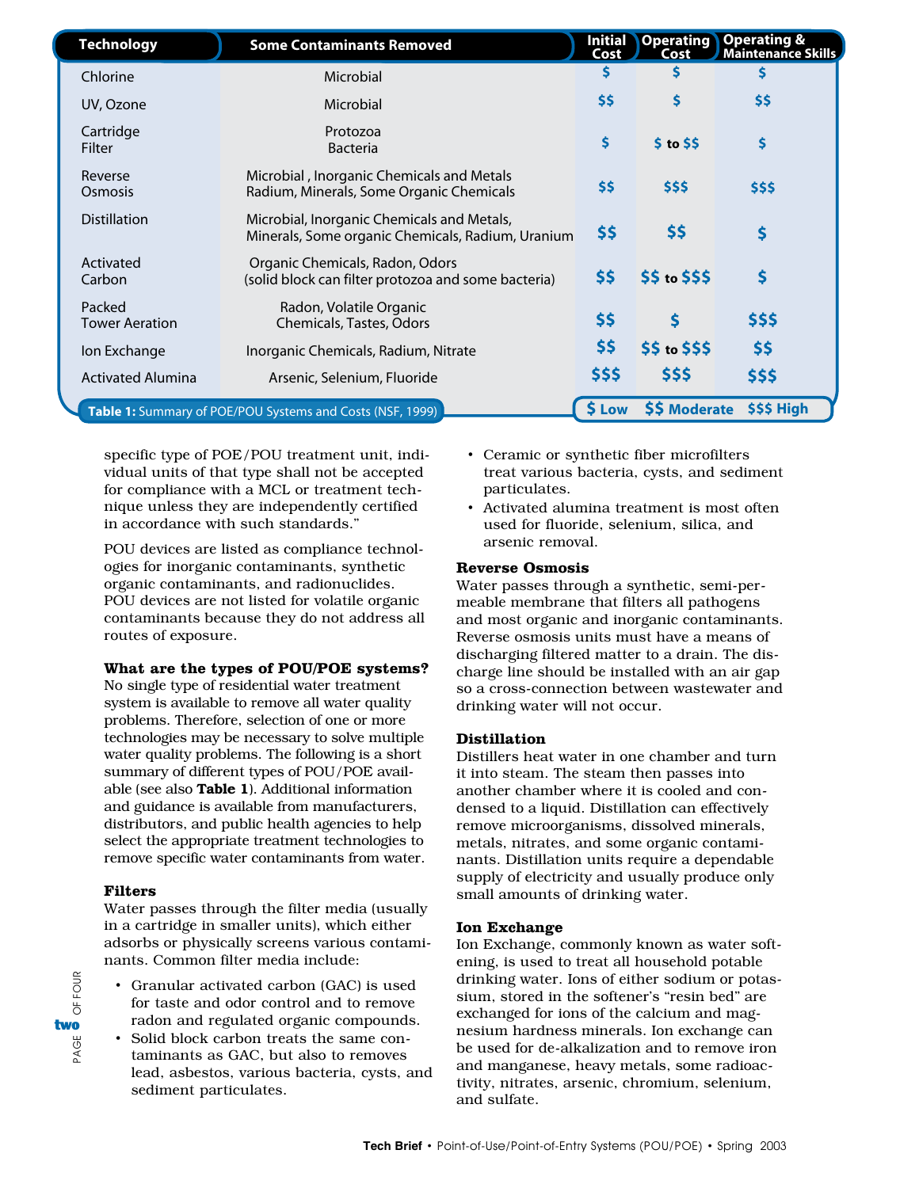| Technology | Some Contaminants Removed | Initial Cost | Operating Cost | Operating & Maintenance Skills |
|---|---|---|---|---|
| Chlorine | Microbial | $ | $ | $ |
| UV, Ozone | Microbial | $$ | $ | $$ |
| Cartridge Filter | Protozoa Bacteria | $ | $ to $$ | $ |
| Reverse Osmosis | Microbial , Inorganic Chemicals and Metals Radium, Minerals, Some Organic Chemicals | $$ | $$$ | $$$ |
| Distillation | Microbial, Inorganic Chemicals and Metals, Minerals, Some organic Chemicals, Radium, Uranium | $$ | $$ | $ |
| Activated Carbon | Organic Chemicals, Radon, Odors (solid block can filter protozoa and some bacteria) | $$ | $$ to $$$ | $ |
| Packed Tower Aeration | Radon, Volatile Organic Chemicals, Tastes, Odors | $$ | $ | $$$ |
| Ion Exchange | Inorganic Chemicals, Radium, Nitrate | $$ | $$ to $$$ | $$ |
| Activated Alumina | Arsenic, Selenium, Fluoride | $$$ | $$$ | $$$ |

**Table 1:** Summary of POE/POU Systems and Costs (NSF, 1999)

$ Low   $$ Moderate   $$$ High

specific type of POE/POU treatment unit, individual units of that type shall not be accepted for compliance with a MCL or treatment technique unless they are independently certified in accordance with such standards."

POU devices are listed as compliance technologies for inorganic contaminants, synthetic organic contaminants, and radionuclides. POU devices are not listed for volatile organic contaminants because they do not address all routes of exposure.

**What are the types of POU/POE systems?**

No single type of residential water treatment system is available to remove all water quality problems. Therefore, selection of one or more technologies may be necessary to solve multiple water quality problems. The following is a short summary of different types of POU/POE available (see also **Table 1**). Additional information and guidance is available from manufacturers, distributors, and public health agencies to help select the appropriate treatment technologies to remove specific water contaminants from water.

**Filters**

Water passes through the filter media (usually in a cartridge in smaller units), which either adsorbs or physically screens various contaminants. Common filter media include:

- Granular activated carbon (GAC) is used for taste and odor control and to remove radon and regulated organic compounds.
- Solid block carbon treats the same contaminants as GAC, but also to removes lead, asbestos, various bacteria, cysts, and sediment particulates.
- Ceramic or synthetic fiber microfilters treat various bacteria, cysts, and sediment particulates.
- Activated alumina treatment is most often used for fluoride, selenium, silica, and arsenic removal.

**Reverse Osmosis**

Water passes through a synthetic, semi-permeable membrane that filters all pathogens and most organic and inorganic contaminants. Reverse osmosis units must have a means of discharging filtered matter to a drain. The discharge line should be installed with an air gap so a cross-connection between wastewater and drinking water will not occur.

**Distillation**

Distillers heat water in one chamber and turn it into steam. The steam then passes into another chamber where it is cooled and condensed to a liquid. Distillation can effectively remove microorganisms, dissolved minerals, metals, nitrates, and some organic contaminants. Distillation units require a dependable supply of electricity and usually produce only small amounts of drinking water.

**Ion Exchange**

Ion Exchange, commonly known as water softening, is used to treat all household potable drinking water. Ions of either sodium or potassium, stored in the softener's "resin bed" are exchanged for ions of the calcium and magnesium hardness minerals. Ion exchange can be used for de-alkalization and to remove iron and manganese, heavy metals, some radioactivity, nitrates, arsenic, chromium, selenium, and sulfate.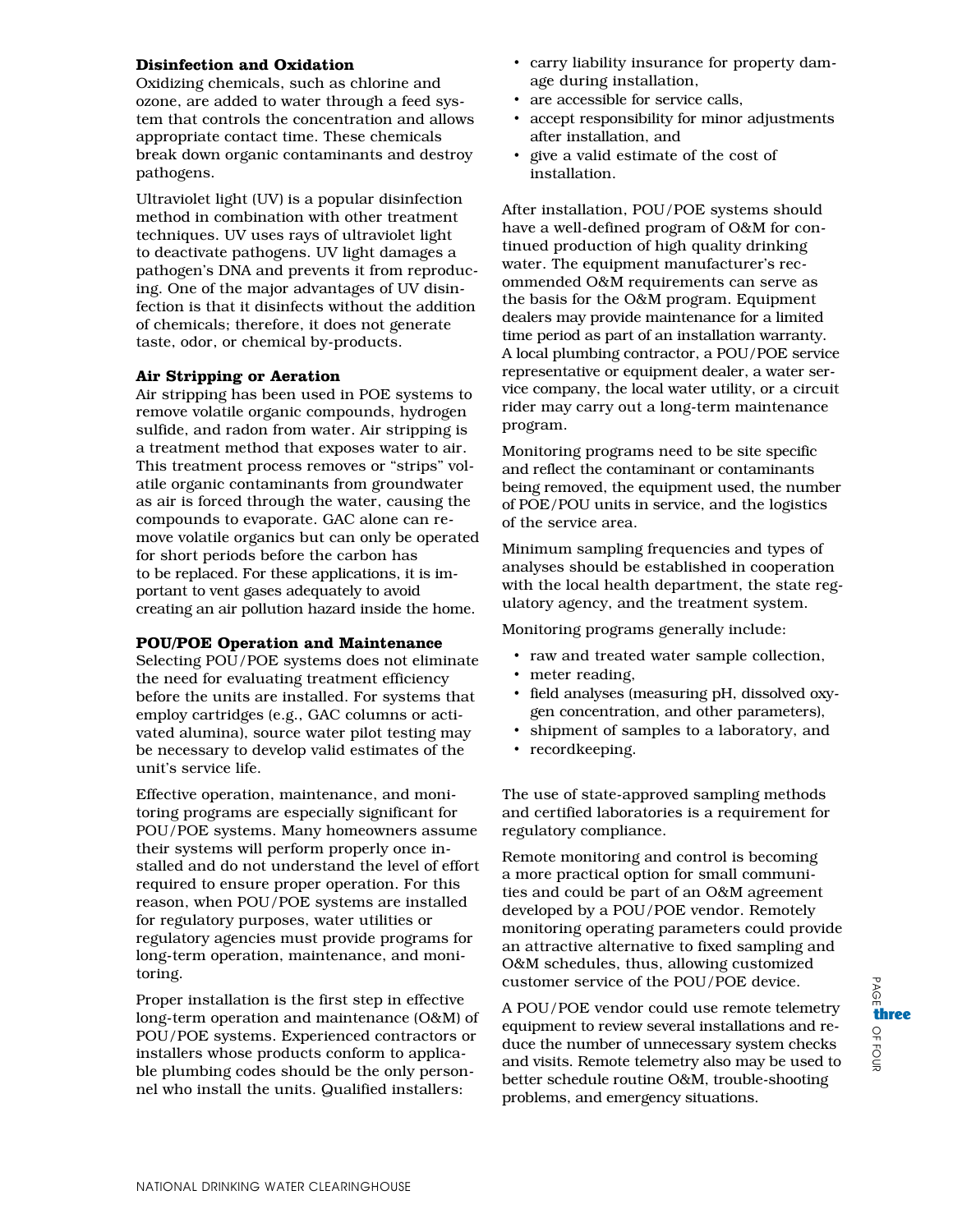### Disinfection and Oxidation

Oxidizing chemicals, such as chlorine and ozone, are added to water through a feed system that controls the concentration and allows appropriate contact time. These chemicals break down organic contaminants and destroy pathogens.

Ultraviolet light (UV) is a popular disinfection method in combination with other treatment techniques. UV uses rays of ultraviolet light to deactivate pathogens. UV light damages a pathogen's DNA and prevents it from reproducing. One of the major advantages of UV disinfection is that it disinfects without the addition of chemicals; therefore, it does not generate taste, odor, or chemical by-products.

### Air Stripping or Aeration

Air stripping has been used in POE systems to remove volatile organic compounds, hydrogen sulfide, and radon from water. Air stripping is a treatment method that exposes water to air. This treatment process removes or "strips" volatile organic contaminants from groundwater as air is forced through the water, causing the compounds to evaporate. GAC alone can remove volatile organics but can only be operated for short periods before the carbon has to be replaced. For these applications, it is important to vent gases adequately to avoid creating an air pollution hazard inside the home.

### POU/POE Operation and Maintenance

Selecting POU/POE systems does not eliminate the need for evaluating treatment efficiency before the units are installed. For systems that employ cartridges (e.g., GAC columns or activated alumina), source water pilot testing may be necessary to develop valid estimates of the unit's service life.

Effective operation, maintenance, and monitoring programs are especially significant for POU/POE systems. Many homeowners assume their systems will perform properly once installed and do not understand the level of effort required to ensure proper operation. For this reason, when POU/POE systems are installed for regulatory purposes, water utilities or regulatory agencies must provide programs for long-term operation, maintenance, and monitoring.

Proper installation is the first step in effective long-term operation and maintenance (O&M) of POU/POE systems. Experienced contractors or installers whose products conform to applicable plumbing codes should be the only personnel who install the units. Qualified installers:

- carry liability insurance for property damage during installation,
- are accessible for service calls,
- accept responsibility for minor adjustments after installation, and
- give a valid estimate of the cost of installation.

After installation, POU/POE systems should have a well-defined program of O&M for continued production of high quality drinking water. The equipment manufacturer's recommended O&M requirements can serve as the basis for the O&M program. Equipment dealers may provide maintenance for a limited time period as part of an installation warranty. A local plumbing contractor, a POU/POE service representative or equipment dealer, a water service company, the local water utility, or a circuit rider may carry out a long-term maintenance program.

Monitoring programs need to be site specific and reflect the contaminant or contaminants being removed, the equipment used, the number of POE/POU units in service, and the logistics of the service area.

Minimum sampling frequencies and types of analyses should be established in cooperation with the local health department, the state regulatory agency, and the treatment system.

Monitoring programs generally include:

- raw and treated water sample collection,
- meter reading,
- field analyses (measuring pH, dissolved oxygen concentration, and other parameters),
- shipment of samples to a laboratory, and
- recordkeeping.

The use of state-approved sampling methods and certified laboratories is a requirement for regulatory compliance.

Remote monitoring and control is becoming a more practical option for small communities and could be part of an O&M agreement developed by a POU/POE vendor. Remotely monitoring operating parameters could provide an attractive alternative to fixed sampling and O&M schedules, thus, allowing customized customer service of the POU/POE device.

A POU/POE vendor could use remote telemetry equipment to review several installations and reduce the number of unnecessary system checks and visits. Remote telemetry also may be used to better schedule routine O&M, trouble-shooting problems, and emergency situations.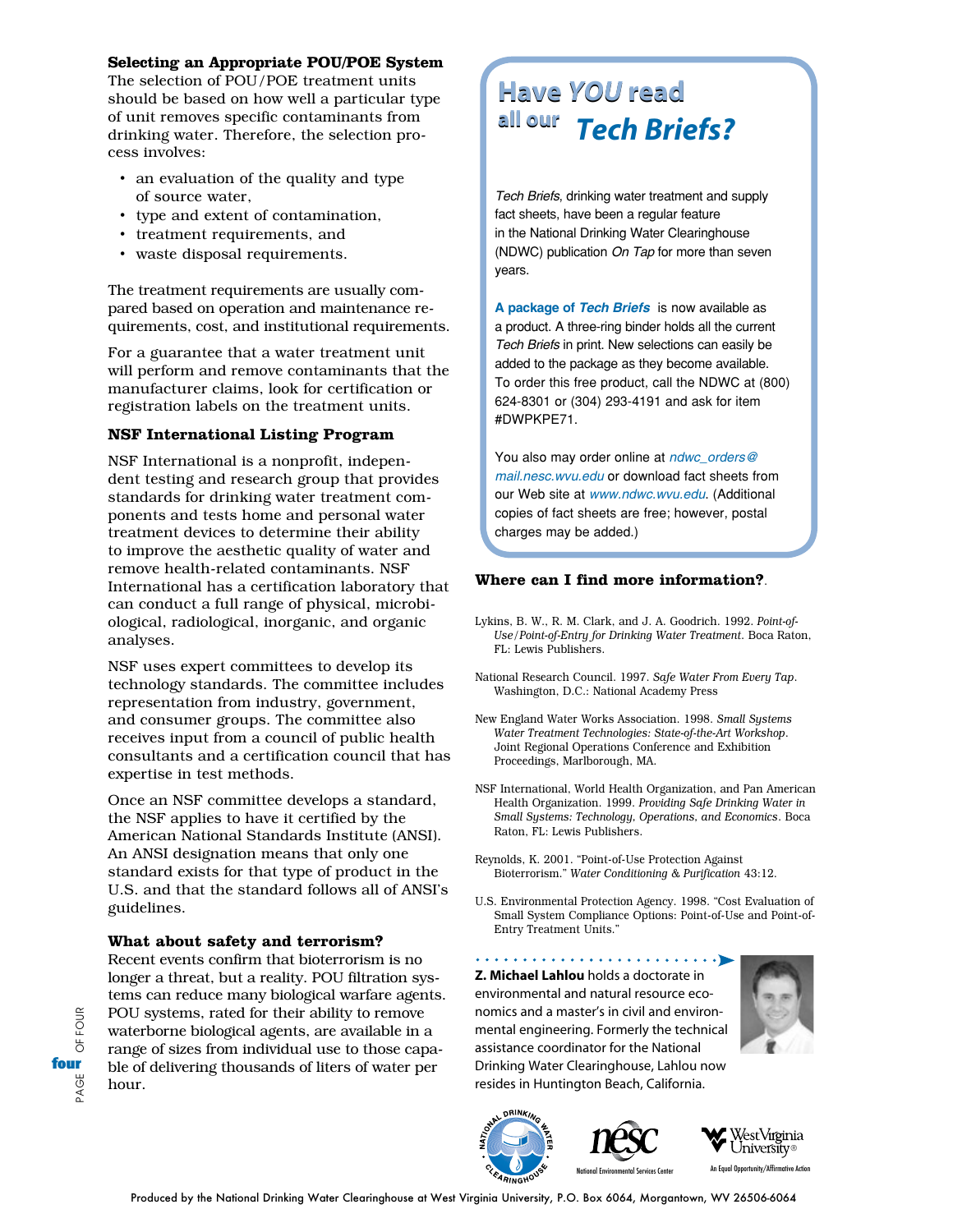### Selecting an Appropriate POU/POE System

The selection of POU/POE treatment units should be based on how well a particular type of unit removes specific contaminants from drinking water. Therefore, the selection process involves:

- an evaluation of the quality and type of source water,
- type and extent of contamination,
- treatment requirements, and
- waste disposal requirements.

The treatment requirements are usually compared based on operation and maintenance requirements, cost, and institutional requirements.

For a guarantee that a water treatment unit will perform and remove contaminants that the manufacturer claims, look for certification or registration labels on the treatment units.

### NSF International Listing Program

NSF International is a nonprofit, independent testing and research group that provides standards for drinking water treatment components and tests home and personal water treatment devices to determine their ability to improve the aesthetic quality of water and remove health-related contaminants. NSF International has a certification laboratory that can conduct a full range of physical, microbiological, radiological, inorganic, and organic analyses.

NSF uses expert committees to develop its technology standards. The committee includes representation from industry, government, and consumer groups. The committee also receives input from a council of public health consultants and a certification council that has expertise in test methods.

Once an NSF committee develops a standard, the NSF applies to have it certified by the American National Standards Institute (ANSI). An ANSI designation means that only one standard exists for that type of product in the U.S. and that the standard follows all of ANSI's guidelines.

### What about safety and terrorism?

Recent events confirm that bioterrorism is no longer a threat, but a reality. POU filtration systems can reduce many biological warfare agents. POU systems, rated for their ability to remove waterborne biological agents, are available in a range of sizes from individual use to those capable of delivering thousands of liters of water per hour.

## Have *YOU* read all our *Tech Briefs?*

*Tech Briefs*, drinking water treatment and supply fact sheets, have been a regular feature in the National Drinking Water Clearinghouse (NDWC) publication *On Tap* for more than seven years.

**A package of *Tech Briefs*** is now available as a product. A three-ring binder holds all the current *Tech Briefs* in print. New selections can easily be added to the package as they become available. To order this free product, call the NDWC at (800) 624-8301 or (304) 293-4191 and ask for item #DWPKPE71.

You also may order online at *ndwc_orders@mail.nesc.wvu.edu* or download fact sheets from our Web site at *www.ndwc.wvu.edu*. (Additional copies of fact sheets are free; however, postal charges may be added.)

### Where can I find more information?

Lykins, B. W., R. M. Clark, and J. A. Goodrich. 1992. *Point-of-Use/Point-of-Entry for Drinking Water Treatment*. Boca Raton, FL: Lewis Publishers.

National Research Council. 1997. *Safe Water From Every Tap*. Washington, D.C.: National Academy Press

New England Water Works Association. 1998. *Small Systems Water Treatment Technologies: State-of-the-Art Workshop*. Joint Regional Operations Conference and Exhibition Proceedings, Marlborough, MA.

NSF International, World Health Organization, and Pan American Health Organization. 1999. *Providing Safe Drinking Water in Small Systems: Technology, Operations, and Economics*. Boca Raton, FL: Lewis Publishers.

Reynolds, K. 2001. "Point-of-Use Protection Against Bioterrorism." *Water Conditioning & Purification* 43:12.

U.S. Environmental Protection Agency. 1998. "Cost Evaluation of Small System Compliance Options: Point-of-Use and Point-of-Entry Treatment Units."

**Z. Michael Lahlou** holds a doctorate in environmental and natural resource economics and a master's in civil and environmental engineering. Formerly the technical assistance coordinator for the National Drinking Water Clearinghouse, Lahlou now resides in Huntington Beach, California.

National Environmental Services Center

West Virginia University — An Equal Opportunity/Affirmative Action

Produced by the National Drinking Water Clearinghouse at West Virginia University, P.O. Box 6064, Morgantown, WV 26506-6064